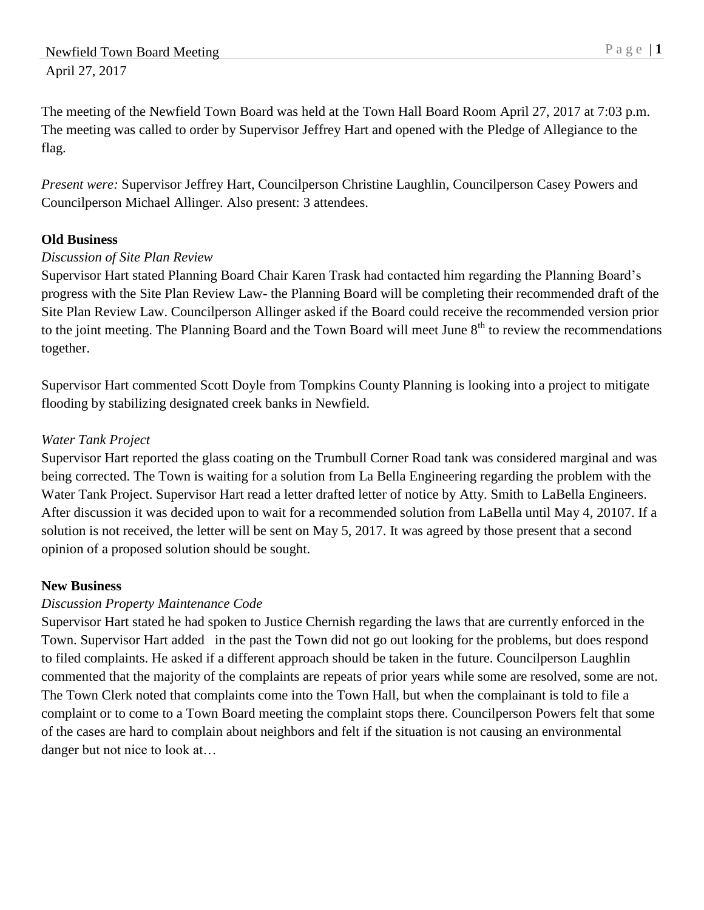Newfield Town Board Meeting
April 27, 2017

The meeting of the Newfield Town Board was held at the Town Hall Board Room April 27, 2017 at 7:03 p.m. The meeting was called to order by Supervisor Jeffrey Hart and opened with the Pledge of Allegiance to the flag.

*Present were:* Supervisor Jeffrey Hart, Councilperson Christine Laughlin, Councilperson Casey Powers and Councilperson Michael Allinger. Also present: 3 attendees.

**Old Business**

*Discussion of Site Plan Review*

Supervisor Hart stated Planning Board Chair Karen Trask had contacted him regarding the Planning Board's progress with the Site Plan Review Law- the Planning Board will be completing their recommended draft of the Site Plan Review Law. Councilperson Allinger asked if the Board could receive the recommended version prior to the joint meeting. The Planning Board and the Town Board will meet June 8th to review the recommendations together.

Supervisor Hart commented Scott Doyle from Tompkins County Planning is looking into a project to mitigate flooding by stabilizing designated creek banks in Newfield.

*Water Tank Project*

Supervisor Hart reported the glass coating on the Trumbull Corner Road tank was considered marginal and was being corrected. The Town is waiting for a solution from La Bella Engineering regarding the problem with the Water Tank Project. Supervisor Hart read a letter drafted letter of notice by Atty. Smith to LaBella Engineers. After discussion it was decided upon to wait for a recommended solution from LaBella until May 4, 20107. If a solution is not received, the letter will be sent on May 5, 2017. It was agreed by those present that a second opinion of a proposed solution should be sought.

**New Business**

*Discussion Property Maintenance Code*

Supervisor Hart stated he had spoken to Justice Chernish regarding the laws that are currently enforced in the Town. Supervisor Hart added in the past the Town did not go out looking for the problems, but does respond to filed complaints. He asked if a different approach should be taken in the future. Councilperson Laughlin commented that the majority of the complaints are repeats of prior years while some are resolved, some are not. The Town Clerk noted that complaints come into the Town Hall, but when the complainant is told to file a complaint or to come to a Town Board meeting the complaint stops there. Councilperson Powers felt that some of the cases are hard to complain about neighbors and felt if the situation is not causing an environmental danger but not nice to look at…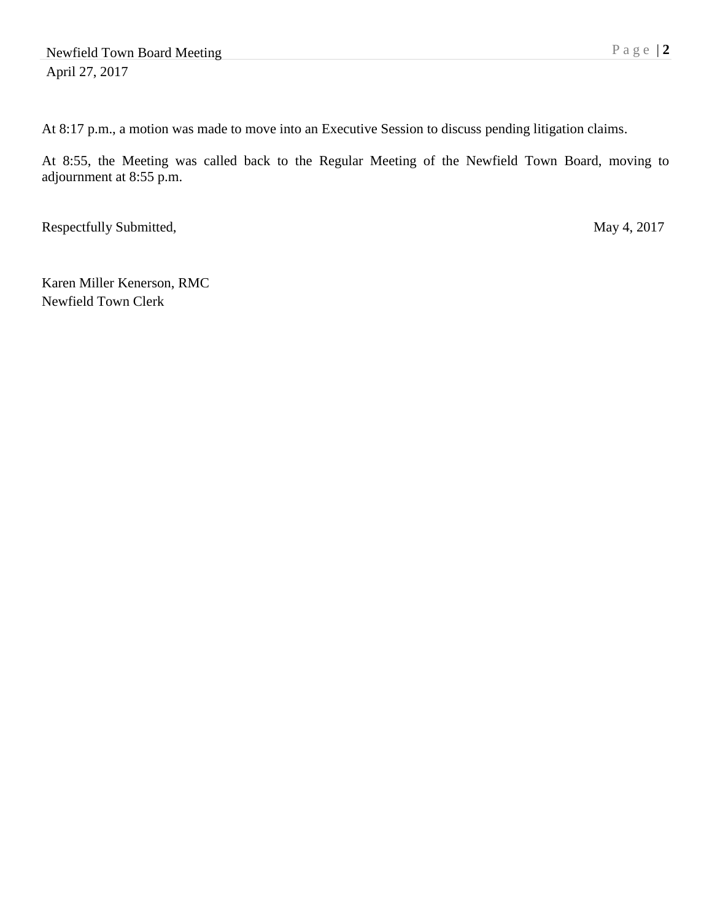At 8:17 p.m., a motion was made to move into an Executive Session to discuss pending litigation claims.

At 8:55, the Meeting was called back to the Regular Meeting of the Newfield Town Board, moving to adjournment at 8:55 p.m.

Respectfully Submitted, May 4, 2017

Karen Miller Kenerson, RMC
Newfield Town Clerk